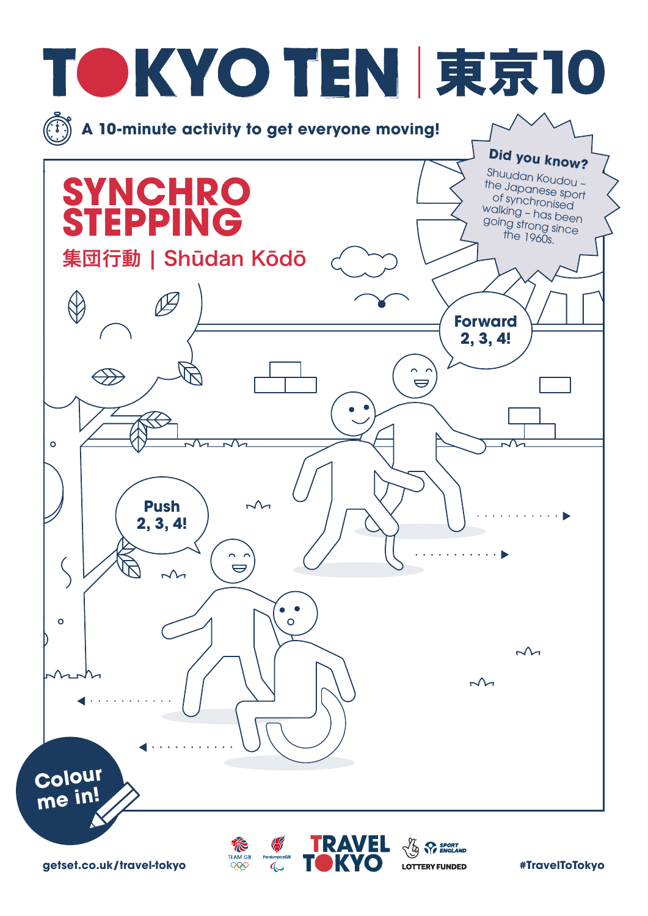# TOKYO TEN | 東京10

A 10-minute activity to get everyone moving!

## SYNCHRO STEPPING

集団行動 | Shūdan Kōdō

**Did you know?**

Shuudan Koudou – the Japanese sport of synchronised walking – has been going strong since the 1960s.

**Forward 2, 3, 4!**

**Push 2, 3, 4!**

**Colour me in!**

getset.co.uk/travel-tokyo

TRAVEL TOKYO

LOTTERY FUNDED

#TravelToTokyo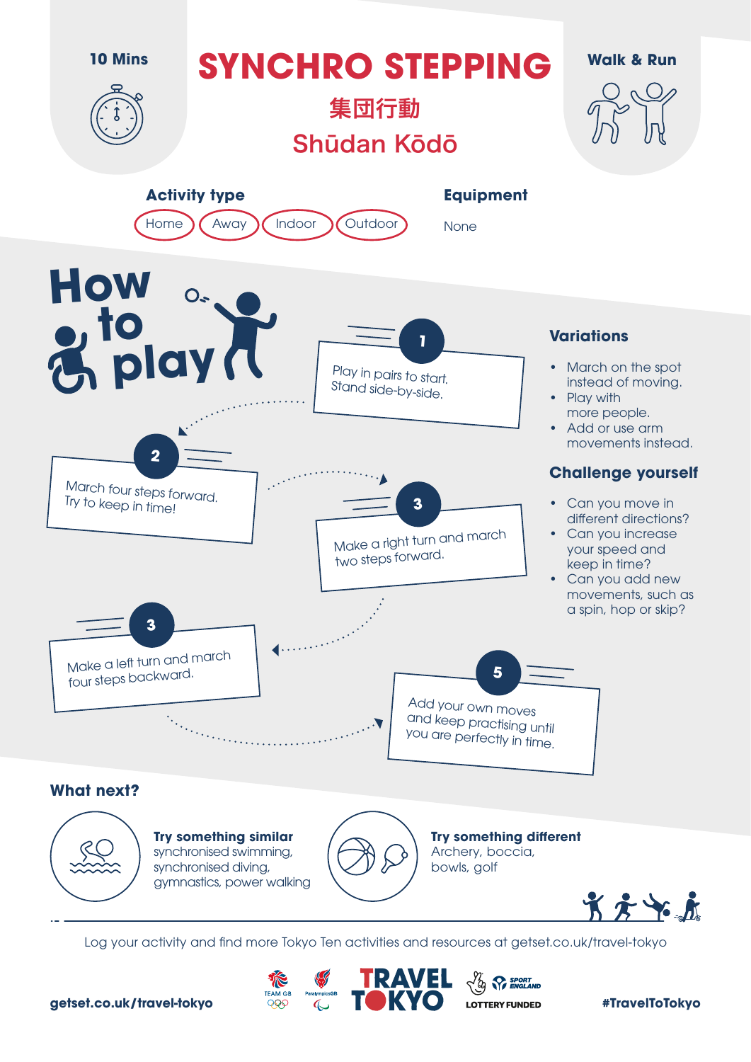10 Mins

# SYNCHRO STEPPING

## 集団行動

## Shūdan Kōdō

Walk & Run

**Activity type**

Home | Away | Indoor | Outdoor

**Equipment**

None

## How to play

**1** Play in pairs to start. Stand side-by-side.

**2** March four steps forward. Try to keep in time!

**3** Make a right turn and march two steps forward.

**3** Make a left turn and march four steps backward.

**5** Add your own moves and keep practising until you are perfectly in time.

### Variations

- March on the spot instead of moving.
- Play with more people.
- Add or use arm movements instead.

### Challenge yourself

- Can you move in different directions?
- Can you increase your speed and keep in time?
- Can you add new movements, such as a spin, hop or skip?

### What next?

**Try something similar**
synchronised swimming, synchronised diving, gymnastics, power walking

**Try something different**
Archery, boccia, bowls, golf

Log your activity and find more Tokyo Ten activities and resources at getset.co.uk/travel-tokyo

getset.co.uk/travel-tokyo

TEAM GB | ParalympicsGB | TRAVEL TOKYO | SPORT ENGLAND | LOTTERY FUNDED

#TravelToTokyo